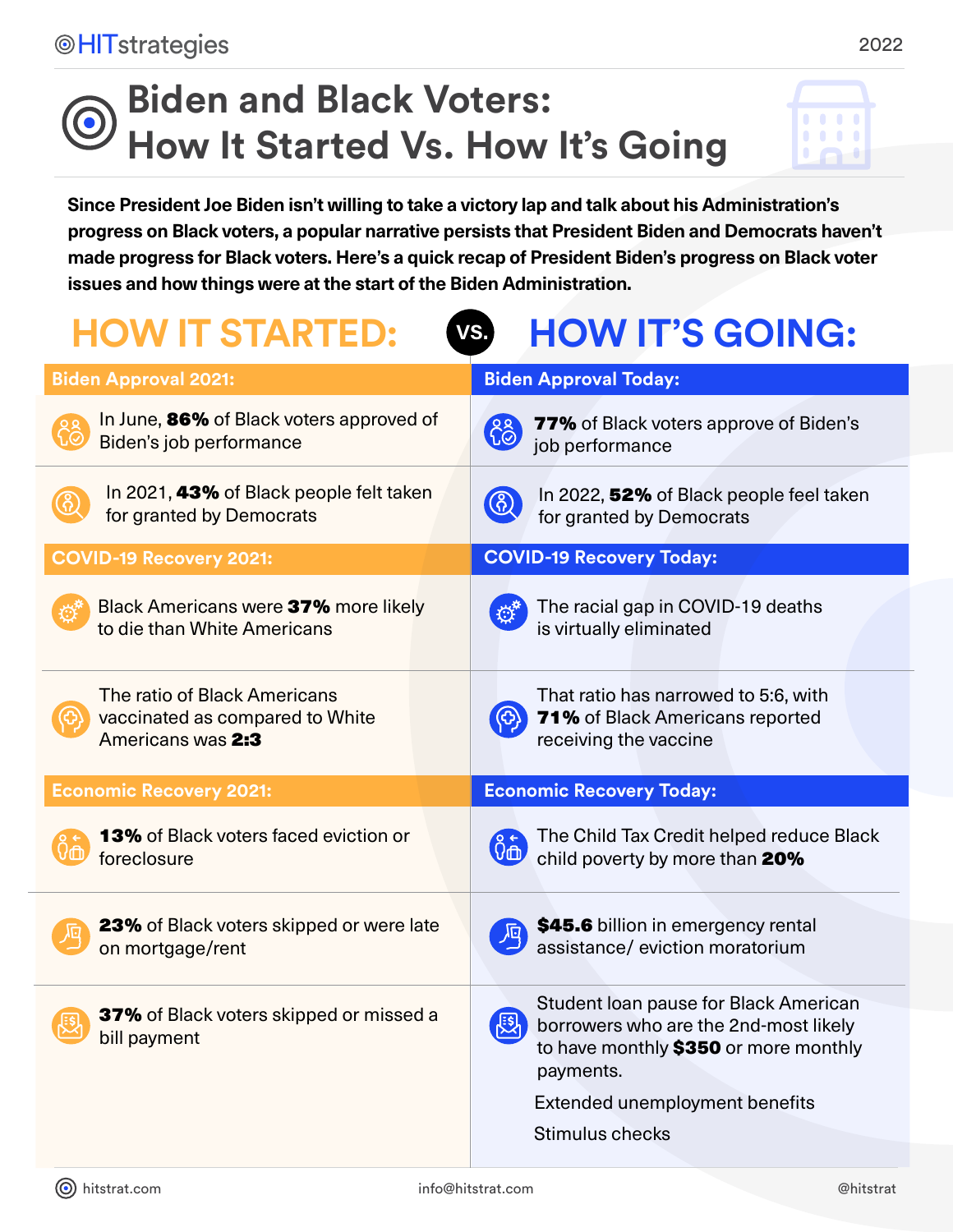HITstrategies

2022

# Biden and Black Voters: How It Started Vs. How It's Going

**Since President Joe Biden isn't willing to take a victory lap and talk about his Administration's progress on Black voters, a popular narrative persists that President Biden and Democrats haven't made progress for Black voters. Here's a quick recap of President Biden's progress on Black voter issues and how things were at the start of the Biden Administration.**

| HOW IT STARTED: | HOW IT'S GOING: |
|---|---|
| **Biden Approval 2021:** | **Biden Approval Today:** |
| In June, **86%** of Black voters approved of Biden's job performance | **77%** of Black voters approve of Biden's job performance |
| In 2021, **43%** of Black people felt taken for granted by Democrats | In 2022, **52%** of Black people feel taken for granted by Democrats |
| **COVID-19 Recovery 2021:** | **COVID-19 Recovery Today:** |
| Black Americans were **37%** more likely to die than White Americans | The racial gap in COVID-19 deaths is virtually eliminated |
| The ratio of Black Americans vaccinated as compared to White Americans was **2:3** | That ratio has narrowed to 5:6, with **71%** of Black Americans reported receiving the vaccine |
| **Economic Recovery 2021:** | **Economic Recovery Today:** |
| **13%** of Black voters faced eviction or foreclosure | The Child Tax Credit helped reduce Black child poverty by more than **20%** |
| **23%** of Black voters skipped or were late on mortgage/rent | **$45.6** billion in emergency rental assistance/ eviction moratorium |
| **37%** of Black voters skipped or missed a bill payment | Student loan pause for Black American borrowers who are the 2nd-most likely to have monthly **$350** or more monthly payments. Extended unemployment benefits Stimulus checks |

hitstrat.com

info@hitstrat.com

@hitstrat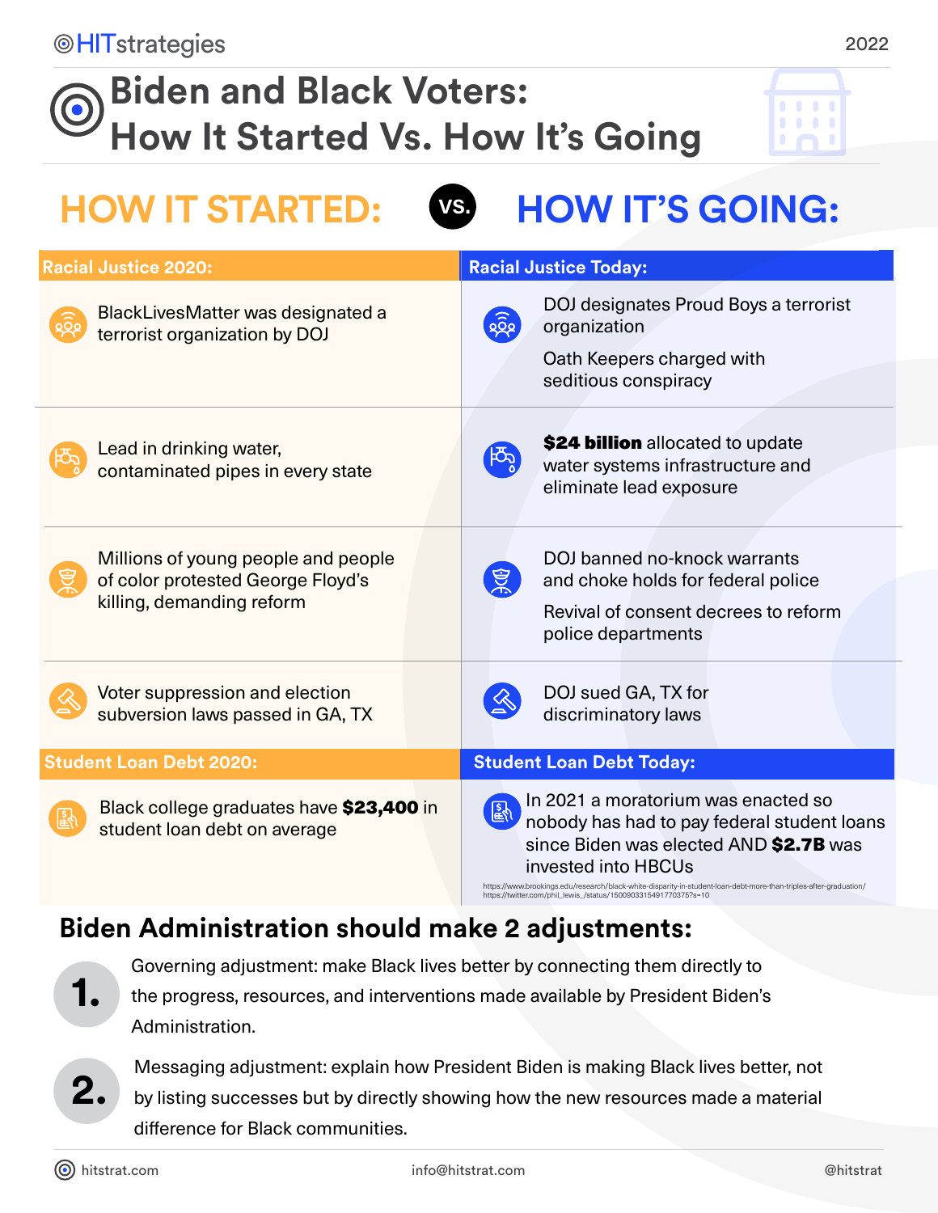HITstrategies

2022

# Biden and Black Voters: How It Started Vs. How It's Going

## HOW IT STARTED: vs. HOW IT'S GOING:

| Racial Justice 2020: | Racial Justice Today: |
|---|---|
| BlackLivesMatter was designated a terrorist organization by DOJ | DOJ designates Proud Boys a terrorist organization<br>Oath Keepers charged with seditious conspiracy |
| Lead in drinking water, contaminated pipes in every state | **$24 billion** allocated to update water systems infrastructure and eliminate lead exposure |
| Millions of young people and people of color protested George Floyd's killing, demanding reform | DOJ banned no-knock warrants and choke holds for federal police<br>Revival of consent decrees to reform police departments |
| Voter suppression and election subversion laws passed in GA, TX | DOJ sued GA, TX for discriminatory laws |
| **Student Loan Debt 2020:** | **Student Loan Debt Today:** |
| Black college graduates have **$23,400** in student loan debt on average | In 2021 a moratorium was enacted so nobody has had to pay federal student loans since Biden was elected AND **$2.7B** was invested into HBCUs |

https://www.brookings.edu/research/black-white-disparity-in-student-loan-debt-more-than-triples-after-graduation/
https://twitter.com/phil_lewis_/status/1500903315491770375?s=10

## Biden Administration should make 2 adjustments:

1. Governing adjustment: make Black lives better by connecting them directly to the progress, resources, and interventions made available by President Biden's Administration.

2. Messaging adjustment: explain how President Biden is making Black lives better, not by listing successes but by directly showing how the new resources made a material difference for Black communities.

hitstrat.com info@hitstrat.com @hitstrat